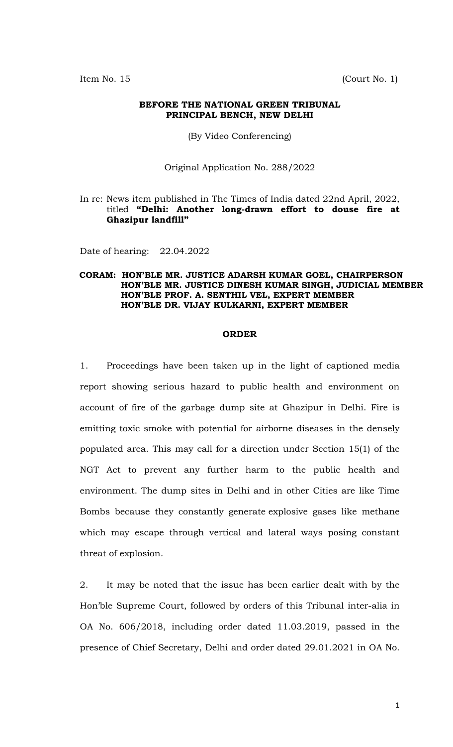Item No. 15 (Court No. 1)

**BEFORE THE NATIONAL GREEN TRIBUNAL**
**PRINCIPAL BENCH, NEW DELHI**

(By Video Conferencing)

Original Application No. 288/2022

In re: News item published in The Times of India dated 22nd April, 2022, titled **"Delhi: Another long-drawn effort to douse fire at Ghazipur landfill"**

Date of hearing: 22.04.2022

**CORAM: HON'BLE MR. JUSTICE ADARSH KUMAR GOEL, CHAIRPERSON**
**HON'BLE MR. JUSTICE DINESH KUMAR SINGH, JUDICIAL MEMBER**
**HON'BLE PROF. A. SENTHIL VEL, EXPERT MEMBER**
**HON'BLE DR. VIJAY KULKARNI, EXPERT MEMBER**

**ORDER**

1. Proceedings have been taken up in the light of captioned media report showing serious hazard to public health and environment on account of fire of the garbage dump site at Ghazipur in Delhi. Fire is emitting toxic smoke with potential for airborne diseases in the densely populated area. This may call for a direction under Section 15(1) of the NGT Act to prevent any further harm to the public health and environment. The dump sites in Delhi and in other Cities are like Time Bombs because they constantly generate explosive gases like methane which may escape through vertical and lateral ways posing constant threat of explosion.

2. It may be noted that the issue has been earlier dealt with by the Hon'ble Supreme Court, followed by orders of this Tribunal inter-alia in OA No. 606/2018, including order dated 11.03.2019, passed in the presence of Chief Secretary, Delhi and order dated 29.01.2021 in OA No.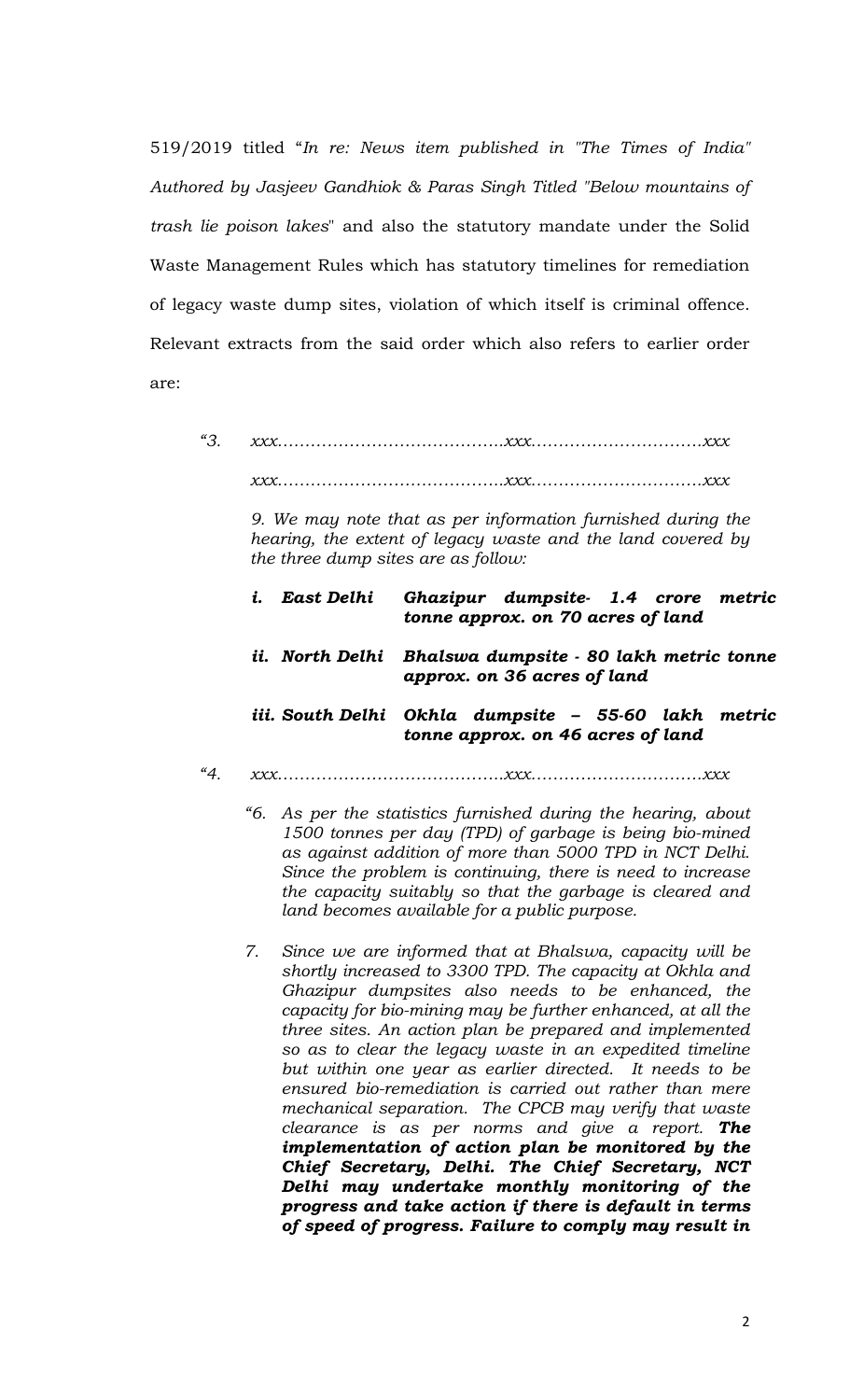519/2019 titled "*In re: News item published in "The Times of India" Authored by Jasjeev Gandhiok & Paras Singh Titled "Below mountains of trash lie poison lakes*" and also the statutory mandate under the Solid Waste Management Rules which has statutory timelines for remediation of legacy waste dump sites, violation of which itself is criminal offence. Relevant extracts from the said order which also refers to earlier order are:

> *"3. xxx………………………………….xxx………………………….xxx*
>
> *xxx………………………………….xxx………………………….xxx*
>
> *9. We may note that as per information furnished during the hearing, the extent of legacy waste and the land covered by the three dump sites are as follow:*
>
> ***i. East Delhi Ghazipur dumpsite- 1.4 crore metric tonne approx. on 70 acres of land***
>
> ***ii. North Delhi Bhalswa dumpsite - 80 lakh metric tonne approx. on 36 acres of land***
>
> ***iii. South Delhi Okhla dumpsite – 55-60 lakh metric tonne approx. on 46 acres of land***
>
> *"4. xxx………………………………….xxx………………………….xxx*
>
> *"6. As per the statistics furnished during the hearing, about 1500 tonnes per day (TPD) of garbage is being bio-mined as against addition of more than 5000 TPD in NCT Delhi. Since the problem is continuing, there is need to increase the capacity suitably so that the garbage is cleared and land becomes available for a public purpose.*
>
> *7. Since we are informed that at Bhalswa, capacity will be shortly increased to 3300 TPD. The capacity at Okhla and Ghazipur dumpsites also needs to be enhanced, the capacity for bio-mining may be further enhanced, at all the three sites. An action plan be prepared and implemented so as to clear the legacy waste in an expedited timeline but within one year as earlier directed. It needs to be ensured bio-remediation is carried out rather than mere mechanical separation. The CPCB may verify that waste clearance is as per norms and give a report.* ***The implementation of action plan be monitored by the Chief Secretary, Delhi. The Chief Secretary, NCT Delhi may undertake monthly monitoring of the progress and take action if there is default in terms of speed of progress. Failure to comply may result in***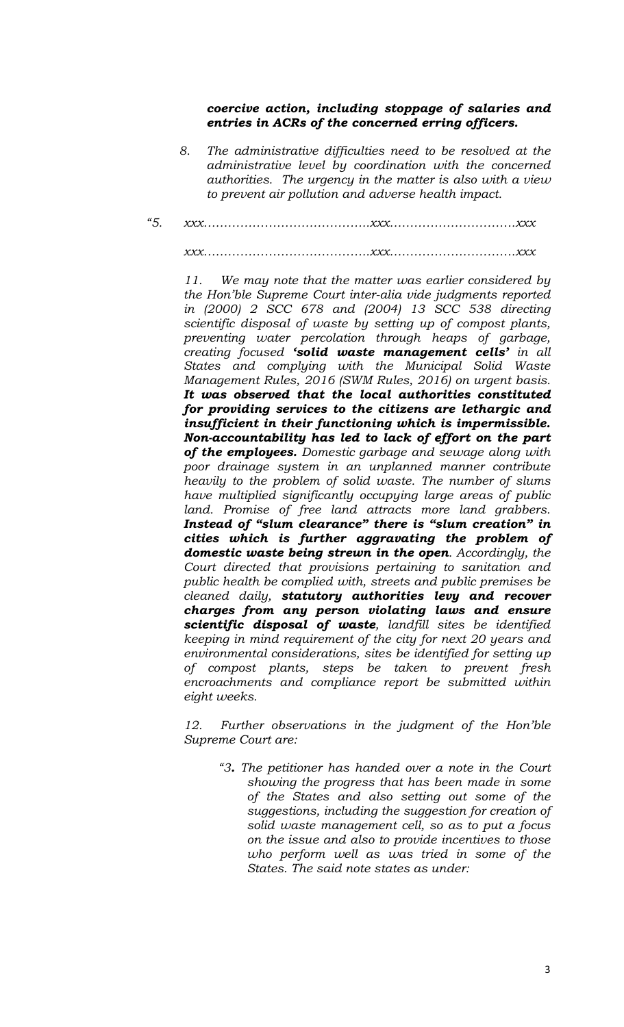***coercive action, including stoppage of salaries and entries in ACRs of the concerned erring officers.***

*8. The administrative difficulties need to be resolved at the administrative level by coordination with the concerned authorities. The urgency in the matter is also with a view to prevent air pollution and adverse health impact.*

*"5. xxx…………………………………..xxx………………………….xxx*

*xxx…………………………………..xxx………………………….xxx*

*11. We may note that the matter was earlier considered by the Hon'ble Supreme Court inter-alia vide judgments reported in (2000) 2 SCC 678 and (2004) 13 SCC 538 directing scientific disposal of waste by setting up of compost plants, preventing water percolation through heaps of garbage, creating focused* ***'solid waste management cells'*** *in all States and complying with the Municipal Solid Waste Management Rules, 2016 (SWM Rules, 2016) on urgent basis.* ***It was observed that the local authorities constituted for providing services to the citizens are lethargic and insufficient in their functioning which is impermissible. Non-accountability has led to lack of effort on the part of the employees.*** *Domestic garbage and sewage along with poor drainage system in an unplanned manner contribute heavily to the problem of solid waste. The number of slums have multiplied significantly occupying large areas of public land. Promise of free land attracts more land grabbers.* ***Instead of "slum clearance" there is "slum creation" in cities which is further aggravating the problem of domestic waste being strewn in the open****. Accordingly, the Court directed that provisions pertaining to sanitation and public health be complied with, streets and public premises be cleaned daily,* ***statutory authorities levy and recover charges from any person violating laws and ensure scientific disposal of waste****, landfill sites be identified keeping in mind requirement of the city for next 20 years and environmental considerations, sites be identified for setting up of compost plants, steps be taken to prevent fresh encroachments and compliance report be submitted within eight weeks.*

*12. Further observations in the judgment of the Hon'ble Supreme Court are:*

> *"3**.** The petitioner has handed over a note in the Court showing the progress that has been made in some of the States and also setting out some of the suggestions, including the suggestion for creation of solid waste management cell, so as to put a focus on the issue and also to provide incentives to those who perform well as was tried in some of the States. The said note states as under:*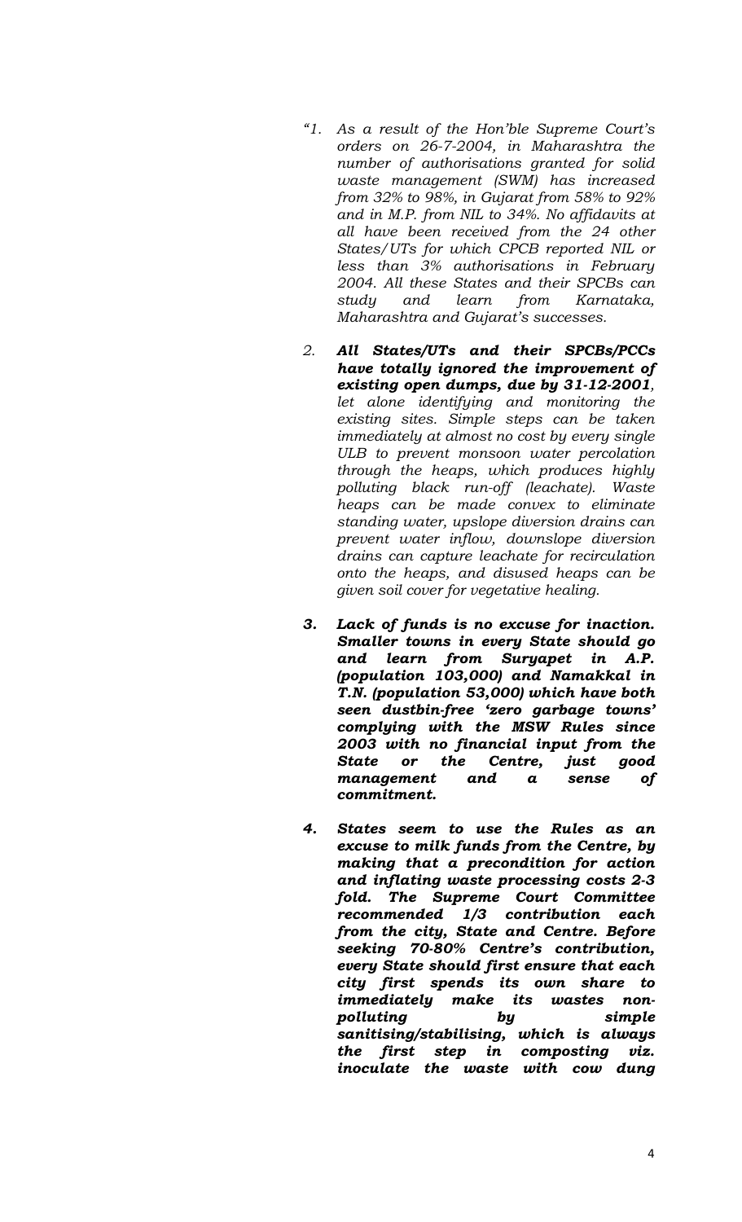*"1. As a result of the Hon'ble Supreme Court's orders on 26-7-2004, in Maharashtra the number of authorisations granted for solid waste management (SWM) has increased from 32% to 98%, in Gujarat from 58% to 92% and in M.P. from NIL to 34%. No affidavits at all have been received from the 24 other States/UTs for which CPCB reported NIL or less than 3% authorisations in February 2004. All these States and their SPCBs can study and learn from Karnataka, Maharashtra and Gujarat's successes.*

*2. **All States/UTs and their SPCBs/PCCs have totally ignored the improvement of existing open dumps, due by 31-12-2001**, let alone identifying and monitoring the existing sites. Simple steps can be taken immediately at almost no cost by every single ULB to prevent monsoon water percolation through the heaps, which produces highly polluting black run-off (leachate). Waste heaps can be made convex to eliminate standing water, upslope diversion drains can prevent water inflow, downslope diversion drains can capture leachate for recirculation onto the heaps, and disused heaps can be given soil cover for vegetative healing.*

***3. Lack of funds is no excuse for inaction. Smaller towns in every State should go and learn from Suryapet in A.P. (population 103,000) and Namakkal in T.N. (population 53,000) which have both seen dustbin-free 'zero garbage towns' complying with the MSW Rules since 2003 with no financial input from the State or the Centre, just good management and a sense of commitment.***

***4. States seem to use the Rules as an excuse to milk funds from the Centre, by making that a precondition for action and inflating waste processing costs 2-3 fold. The Supreme Court Committee recommended 1/3 contribution each from the city, State and Centre. Before seeking 70-80% Centre's contribution, every State should first ensure that each city first spends its own share to immediately make its wastes non-polluting by simple sanitising/stabilising, which is always the first step in composting viz. inoculate the waste with cow dung***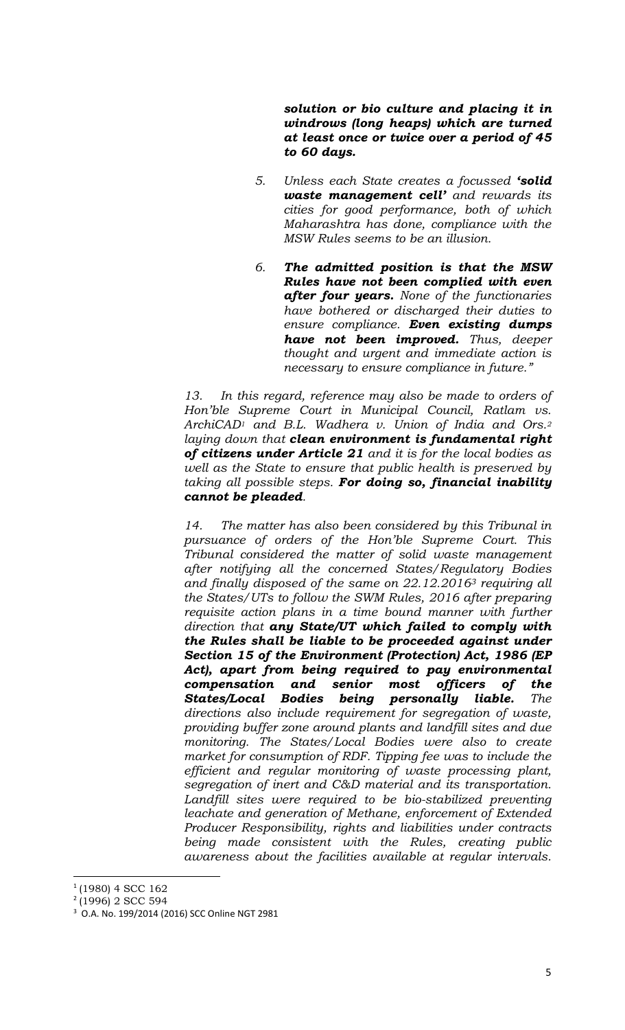***solution or bio culture and placing it in windrows (long heaps) which are turned at least once or twice over a period of 45 to 60 days.***

5. *Unless each State creates a focussed **'solid waste management cell'** and rewards its cities for good performance, both of which Maharashtra has done, compliance with the MSW Rules seems to be an illusion.*

6. ***The admitted position is that the MSW Rules have not been complied with even after four years.** None of the functionaries have bothered or discharged their duties to ensure compliance. **Even existing dumps have not been improved.** Thus, deeper thought and urgent and immediate action is necessary to ensure compliance in future."*

*13. In this regard, reference may also be made to orders of Hon'ble Supreme Court in Municipal Council, Ratlam vs. ArchiCAD[1] and B.L. Wadhera v. Union of India and Ors.[2] laying down that **clean environment is fundamental right of citizens under Article 21** and it is for the local bodies as well as the State to ensure that public health is preserved by taking all possible steps. **For doing so, financial inability cannot be pleaded**.*

*14. The matter has also been considered by this Tribunal in pursuance of orders of the Hon'ble Supreme Court. This Tribunal considered the matter of solid waste management after notifying all the concerned States/Regulatory Bodies and finally disposed of the same on 22.12.2016[3] requiring all the States/UTs to follow the SWM Rules, 2016 after preparing requisite action plans in a time bound manner with further direction that **any State/UT which failed to comply with the Rules shall be liable to be proceeded against under Section 15 of the Environment (Protection) Act, 1986 (EP Act), apart from being required to pay environmental compensation and senior most officers of the States/Local Bodies being personally liable.** The directions also include requirement for segregation of waste, providing buffer zone around plants and landfill sites and due monitoring. The States/Local Bodies were also to create market for consumption of RDF. Tipping fee was to include the efficient and regular monitoring of waste processing plant, segregation of inert and C&D material and its transportation. Landfill sites were required to be bio-stabilized preventing leachate and generation of Methane, enforcement of Extended Producer Responsibility, rights and liabilities under contracts being made consistent with the Rules, creating public awareness about the facilities available at regular intervals.*

---

[1] (1980) 4 SCC 162

[2] (1996) 2 SCC 594

[3] O.A. No. 199/2014 (2016) SCC Online NGT 2981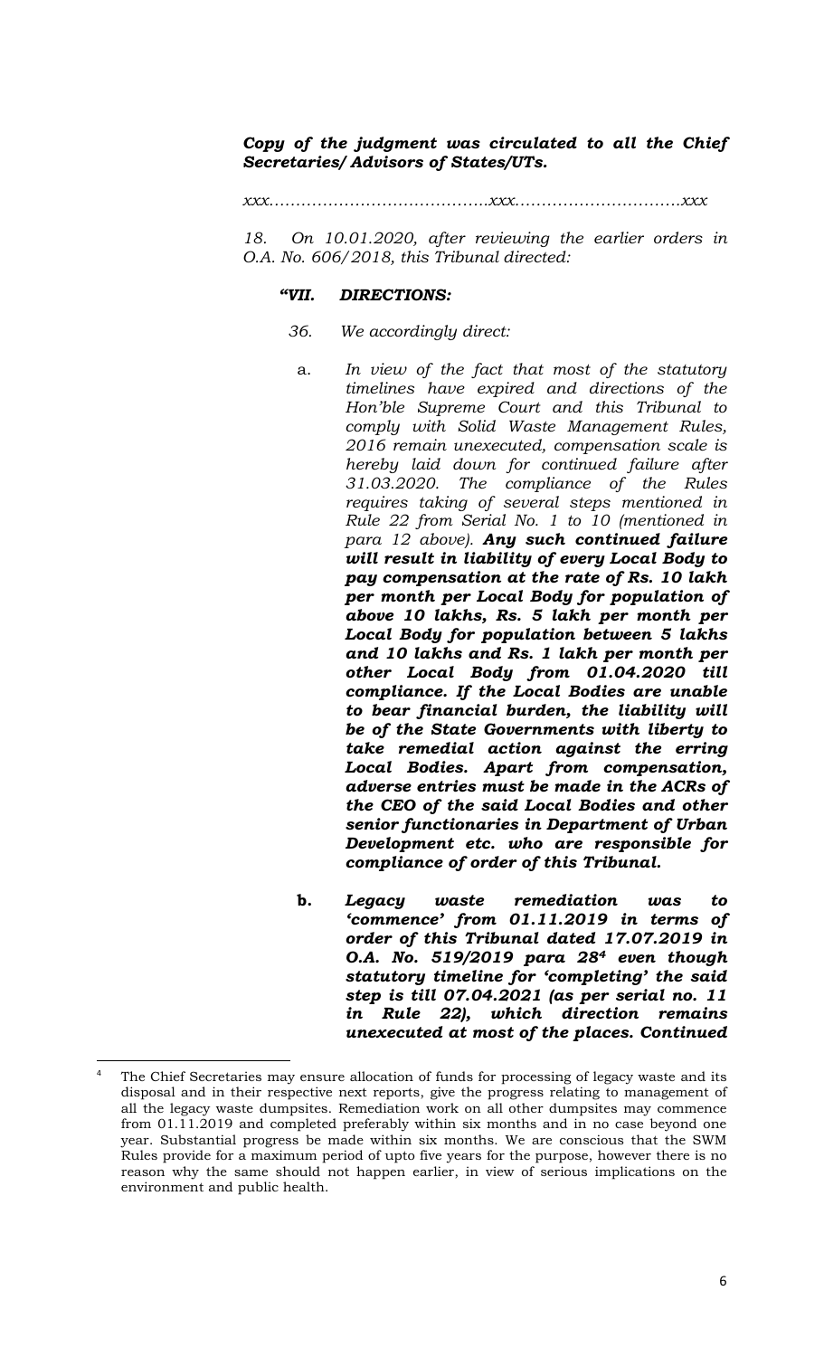***Copy of the judgment was circulated to all the Chief Secretaries/ Advisors of States/UTs.***

*xxx……………………………….xxx………………………..xxx*

*18. On 10.01.2020, after reviewing the earlier orders in O.A. No. 606/2018, this Tribunal directed:*

***"VII. DIRECTIONS:***

*36. We accordingly direct:*

a. *In view of the fact that most of the statutory timelines have expired and directions of the Hon'ble Supreme Court and this Tribunal to comply with Solid Waste Management Rules, 2016 remain unexecuted, compensation scale is hereby laid down for continued failure after 31.03.2020. The compliance of the Rules requires taking of several steps mentioned in Rule 22 from Serial No. 1 to 10 (mentioned in para 12 above).* ***Any such continued failure will result in liability of every Local Body to pay compensation at the rate of Rs. 10 lakh per month per Local Body for population of above 10 lakhs, Rs. 5 lakh per month per Local Body for population between 5 lakhs and 10 lakhs and Rs. 1 lakh per month per other Local Body from 01.04.2020 till compliance. If the Local Bodies are unable to bear financial burden, the liability will be of the State Governments with liberty to take remedial action against the erring Local Bodies. Apart from compensation, adverse entries must be made in the ACRs of the CEO of the said Local Bodies and other senior functionaries in Department of Urban Development etc. who are responsible for compliance of order of this Tribunal.***

**b.** ***Legacy waste remediation was to 'commence' from 01.11.2019 in terms of order of this Tribunal dated 17.07.2019 in O.A. No. 519/2019 para 28[4] even though statutory timeline for 'completing' the said step is till 07.04.2021 (as per serial no. 11 in Rule 22), which direction remains unexecuted at most of the places. Continued***

---

[4] The Chief Secretaries may ensure allocation of funds for processing of legacy waste and its disposal and in their respective next reports, give the progress relating to management of all the legacy waste dumpsites. Remediation work on all other dumpsites may commence from 01.11.2019 and completed preferably within six months and in no case beyond one year. Substantial progress be made within six months. We are conscious that the SWM Rules provide for a maximum period of upto five years for the purpose, however there is no reason why the same should not happen earlier, in view of serious implications on the environment and public health.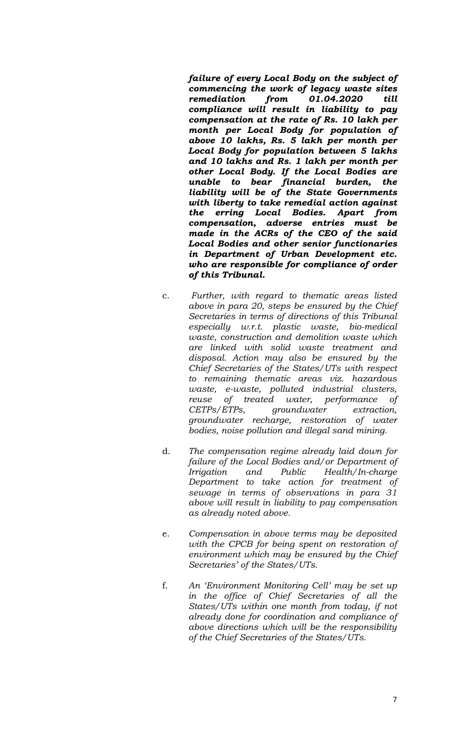***failure of every Local Body on the subject of commencing the work of legacy waste sites remediation from 01.04.2020 till compliance will result in liability to pay compensation at the rate of Rs. 10 lakh per month per Local Body for population of above 10 lakhs, Rs. 5 lakh per month per Local Body for population between 5 lakhs and 10 lakhs and Rs. 1 lakh per month per other Local Body. If the Local Bodies are unable to bear financial burden, the liability will be of the State Governments with liberty to take remedial action against the erring Local Bodies. Apart from compensation, adverse entries must be made in the ACRs of the CEO of the said Local Bodies and other senior functionaries in Department of Urban Development etc. who are responsible for compliance of order of this Tribunal.***

c. *Further, with regard to thematic areas listed above in para 20, steps be ensured by the Chief Secretaries in terms of directions of this Tribunal especially w.r.t. plastic waste, bio-medical waste, construction and demolition waste which are linked with solid waste treatment and disposal. Action may also be ensured by the Chief Secretaries of the States/UTs with respect to remaining thematic areas viz. hazardous waste, e-waste, polluted industrial clusters, reuse of treated water, performance of CETPs/ETPs, groundwater extraction, groundwater recharge, restoration of water bodies, noise pollution and illegal sand mining.*

d. *The compensation regime already laid down for failure of the Local Bodies and/or Department of Irrigation and Public Health/In-charge Department to take action for treatment of sewage in terms of observations in para 31 above will result in liability to pay compensation as already noted above.*

e. *Compensation in above terms may be deposited with the CPCB for being spent on restoration of environment which may be ensured by the Chief Secretaries' of the States/UTs.*

f. *An 'Environment Monitoring Cell' may be set up in the office of Chief Secretaries of all the States/UTs within one month from today, if not already done for coordination and compliance of above directions which will be the responsibility of the Chief Secretaries of the States/UTs.*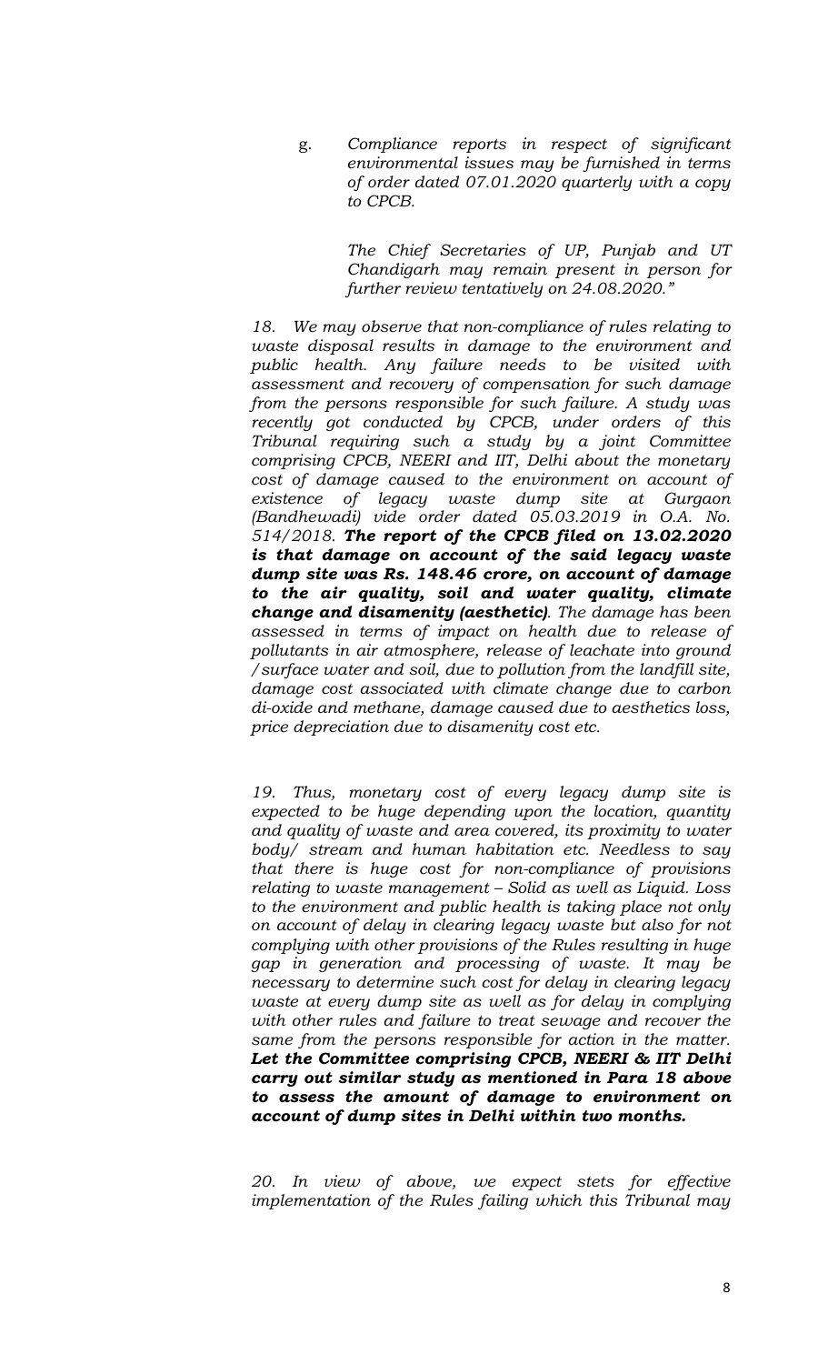g. *Compliance reports in respect of significant environmental issues may be furnished in terms of order dated 07.01.2020 quarterly with a copy to CPCB.*

*The Chief Secretaries of UP, Punjab and UT Chandigarh may remain present in person for further review tentatively on 24.08.2020."*

*18. We may observe that non-compliance of rules relating to waste disposal results in damage to the environment and public health. Any failure needs to be visited with assessment and recovery of compensation for such damage from the persons responsible for such failure. A study was recently got conducted by CPCB, under orders of this Tribunal requiring such a study by a joint Committee comprising CPCB, NEERI and IIT, Delhi about the monetary cost of damage caused to the environment on account of existence of legacy waste dump site at Gurgaon (Bandhewadi) vide order dated 05.03.2019 in O.A. No. 514/2018.* ***The report of the CPCB filed on 13.02.2020 is that damage on account of the said legacy waste dump site was Rs. 148.46 crore, on account of damage to the air quality, soil and water quality, climate change and disamenity (aesthetic)****. The damage has been assessed in terms of impact on health due to release of pollutants in air atmosphere, release of leachate into ground /surface water and soil, due to pollution from the landfill site, damage cost associated with climate change due to carbon di-oxide and methane, damage caused due to aesthetics loss, price depreciation due to disamenity cost etc.*

*19. Thus, monetary cost of every legacy dump site is expected to be huge depending upon the location, quantity and quality of waste and area covered, its proximity to water body/ stream and human habitation etc. Needless to say that there is huge cost for non-compliance of provisions relating to waste management – Solid as well as Liquid. Loss to the environment and public health is taking place not only on account of delay in clearing legacy waste but also for not complying with other provisions of the Rules resulting in huge gap in generation and processing of waste. It may be necessary to determine such cost for delay in clearing legacy waste at every dump site as well as for delay in complying with other rules and failure to treat sewage and recover the same from the persons responsible for action in the matter.* ***Let the Committee comprising CPCB, NEERI & IIT Delhi carry out similar study as mentioned in Para 18 above to assess the amount of damage to environment on account of dump sites in Delhi within two months.***

*20. In view of above, we expect stets for effective implementation of the Rules failing which this Tribunal may*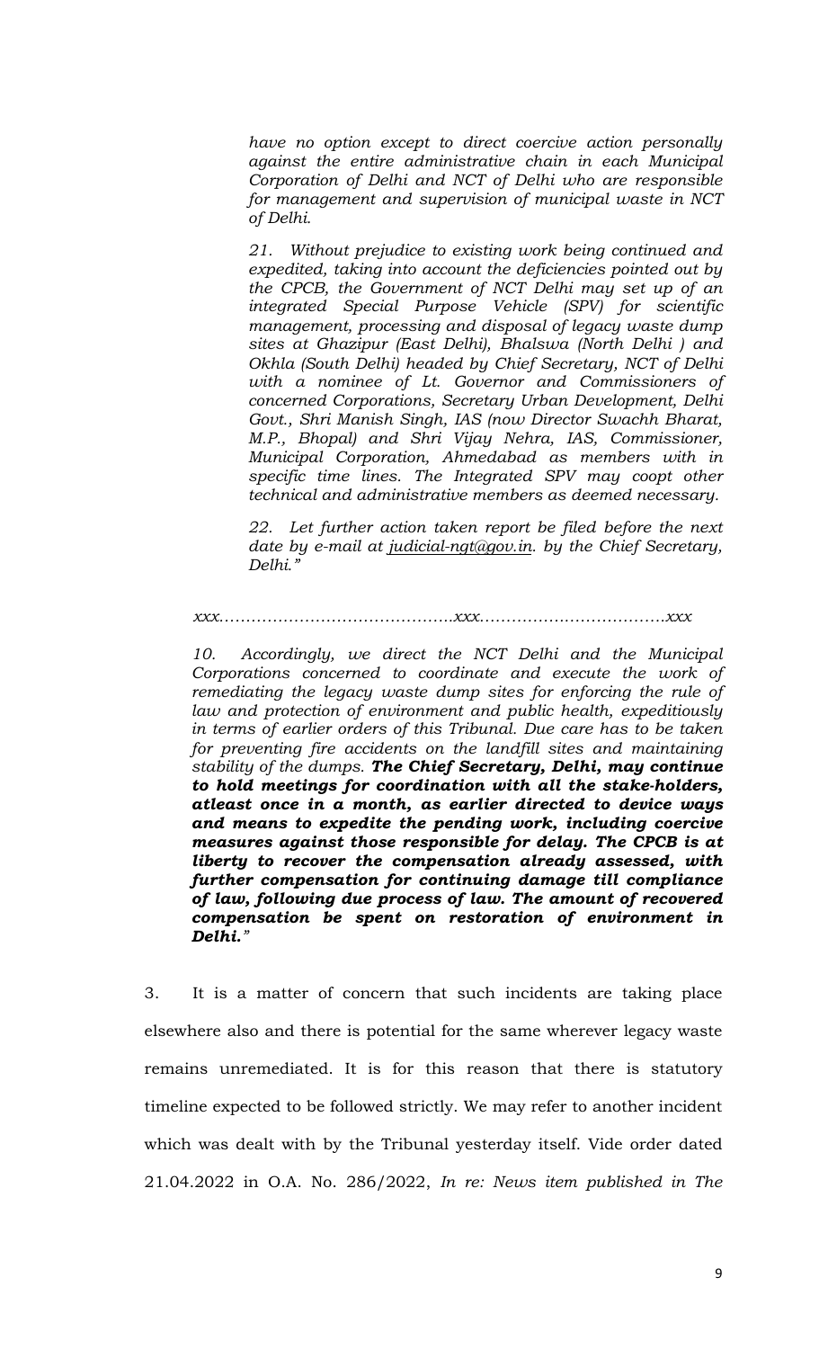*have no option except to direct coercive action personally against the entire administrative chain in each Municipal Corporation of Delhi and NCT of Delhi who are responsible for management and supervision of municipal waste in NCT of Delhi.*

*21. Without prejudice to existing work being continued and expedited, taking into account the deficiencies pointed out by the CPCB, the Government of NCT Delhi may set up of an integrated Special Purpose Vehicle (SPV) for scientific management, processing and disposal of legacy waste dump sites at Ghazipur (East Delhi), Bhalswa (North Delhi ) and Okhla (South Delhi) headed by Chief Secretary, NCT of Delhi with a nominee of Lt. Governor and Commissioners of concerned Corporations, Secretary Urban Development, Delhi Govt., Shri Manish Singh, IAS (now Director Swachh Bharat, M.P., Bhopal) and Shri Vijay Nehra, IAS, Commissioner, Municipal Corporation, Ahmedabad as members with in specific time lines. The Integrated SPV may coopt other technical and administrative members as deemed necessary.*

*22. Let further action taken report be filed before the next date by e-mail at judicial-ngt@gov.in. by the Chief Secretary, Delhi."*

*xxx……………………………………..xxx…………………………….xxx*

*10. Accordingly, we direct the NCT Delhi and the Municipal Corporations concerned to coordinate and execute the work of remediating the legacy waste dump sites for enforcing the rule of law and protection of environment and public health, expeditiously in terms of earlier orders of this Tribunal. Due care has to be taken for preventing fire accidents on the landfill sites and maintaining stability of the dumps.* ***The Chief Secretary, Delhi, may continue to hold meetings for coordination with all the stake-holders, atleast once in a month, as earlier directed to device ways and means to expedite the pending work, including coercive measures against those responsible for delay. The CPCB is at liberty to recover the compensation already assessed, with further compensation for continuing damage till compliance of law, following due process of law. The amount of recovered compensation be spent on restoration of environment in Delhi.****"*

3. It is a matter of concern that such incidents are taking place elsewhere also and there is potential for the same wherever legacy waste remains unremediated. It is for this reason that there is statutory timeline expected to be followed strictly. We may refer to another incident which was dealt with by the Tribunal yesterday itself. Vide order dated 21.04.2022 in O.A. No. 286/2022, *In re: News item published in The*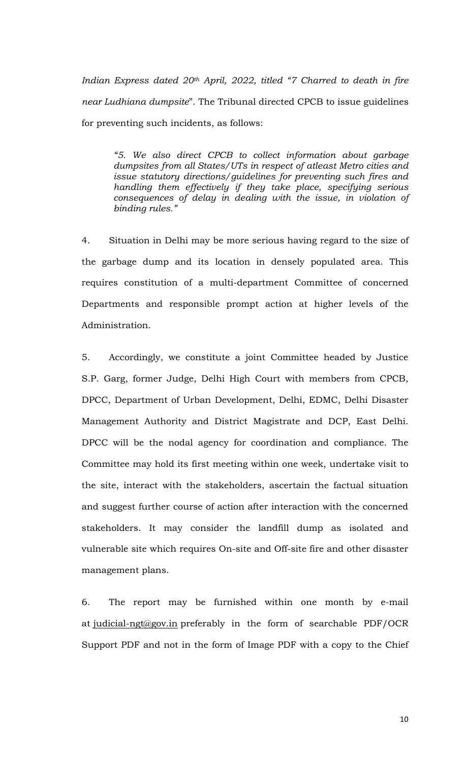*Indian Express dated 20th April, 2022, titled "7 Charred to death in fire near Ludhiana dumpsite*". The Tribunal directed CPCB to issue guidelines for preventing such incidents, as follows:

> *"5. We also direct CPCB to collect information about garbage dumpsites from all States/UTs in respect of atleast Metro cities and issue statutory directions/guidelines for preventing such fires and handling them effectively if they take place, specifying serious consequences of delay in dealing with the issue, in violation of binding rules."*

4. Situation in Delhi may be more serious having regard to the size of the garbage dump and its location in densely populated area. This requires constitution of a multi-department Committee of concerned Departments and responsible prompt action at higher levels of the Administration.

5. Accordingly, we constitute a joint Committee headed by Justice S.P. Garg, former Judge, Delhi High Court with members from CPCB, DPCC, Department of Urban Development, Delhi, EDMC, Delhi Disaster Management Authority and District Magistrate and DCP, East Delhi. DPCC will be the nodal agency for coordination and compliance. The Committee may hold its first meeting within one week, undertake visit to the site, interact with the stakeholders, ascertain the factual situation and suggest further course of action after interaction with the concerned stakeholders. It may consider the landfill dump as isolated and vulnerable site which requires On-site and Off-site fire and other disaster management plans.

6. The report may be furnished within one month by e-mail at judicial-ngt@gov.in preferably in the form of searchable PDF/OCR Support PDF and not in the form of Image PDF with a copy to the Chief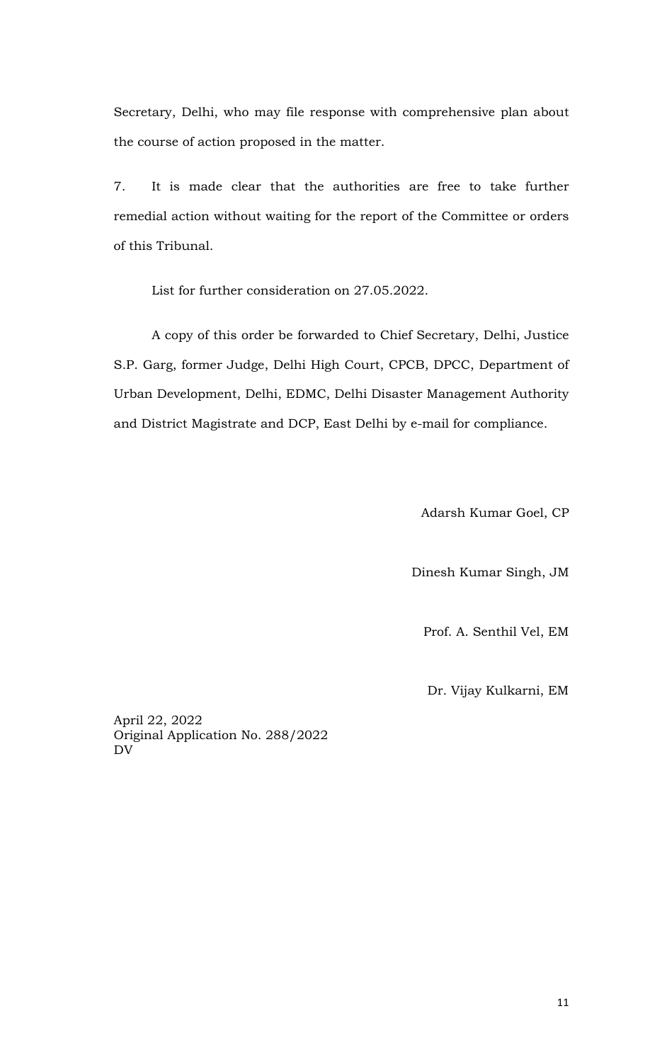Secretary, Delhi, who may file response with comprehensive plan about the course of action proposed in the matter.

7. It is made clear that the authorities are free to take further remedial action without waiting for the report of the Committee or orders of this Tribunal.

List for further consideration on 27.05.2022.

A copy of this order be forwarded to Chief Secretary, Delhi, Justice S.P. Garg, former Judge, Delhi High Court, CPCB, DPCC, Department of Urban Development, Delhi, EDMC, Delhi Disaster Management Authority and District Magistrate and DCP, East Delhi by e-mail for compliance.

Adarsh Kumar Goel, CP

Dinesh Kumar Singh, JM

Prof. A. Senthil Vel, EM

Dr. Vijay Kulkarni, EM

April 22, 2022
Original Application No. 288/2022
DV